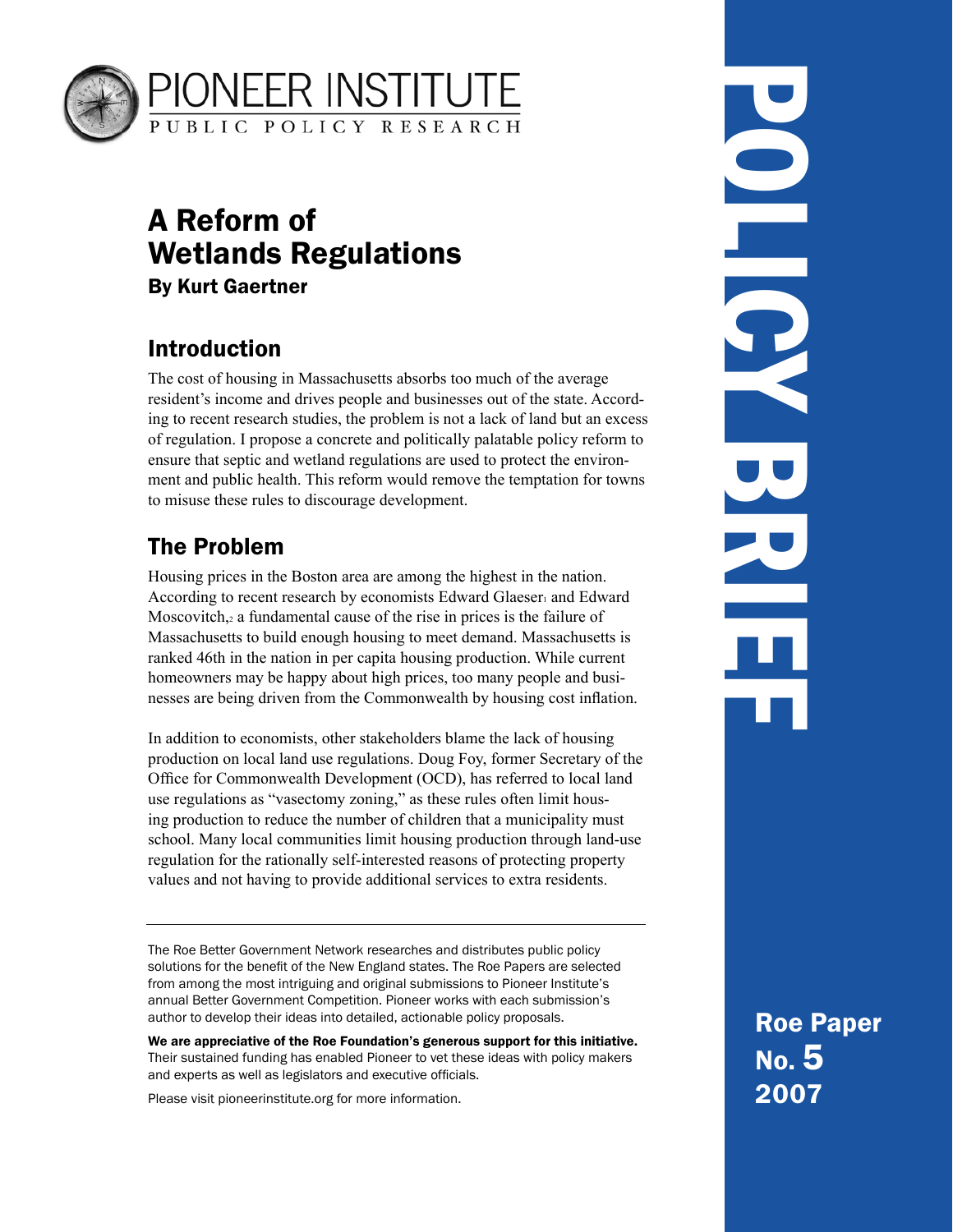# PIONEER INSTITUTE
PUBLIC POLICY RESEARCH

# A Reform of Wetlands Regulations

**By Kurt Gaertner**

## Introduction

The cost of housing in Massachusetts absorbs too much of the average resident's income and drives people and businesses out of the state. According to recent research studies, the problem is not a lack of land but an excess of regulation. I propose a concrete and politically palatable policy reform to ensure that septic and wetland regulations are used to protect the environment and public health. This reform would remove the temptation for towns to misuse these rules to discourage development.

## The Problem

Housing prices in the Boston area are among the highest in the nation. According to recent research by economists Edward Glaeser[1] and Edward Moscovitch,[2] a fundamental cause of the rise in prices is the failure of Massachusetts to build enough housing to meet demand. Massachusetts is ranked 46th in the nation in per capita housing production. While current homeowners may be happy about high prices, too many people and businesses are being driven from the Commonwealth by housing cost inflation.

In addition to economists, other stakeholders blame the lack of housing production on local land use regulations. Doug Foy, former Secretary of the Office for Commonwealth Development (OCD), has referred to local land use regulations as "vasectomy zoning," as these rules often limit housing production to reduce the number of children that a municipality must school. Many local communities limit housing production through land-use regulation for the rationally self-interested reasons of protecting property values and not having to provide additional services to extra residents.

---

The Roe Better Government Network researches and distributes public policy solutions for the benefit of the New England states. The Roe Papers are selected from among the most intriguing and original submissions to Pioneer Institute's annual Better Government Competition. Pioneer works with each submission's author to develop their ideas into detailed, actionable policy proposals.

**We are appreciative of the Roe Foundation's generous support for this initiative.** Their sustained funding has enabled Pioneer to vet these ideas with policy makers and experts as well as legislators and executive officials.

Please visit pioneerinstitute.org for more information.

**POLICY BRIEF**

**Roe Paper No. 5 2007**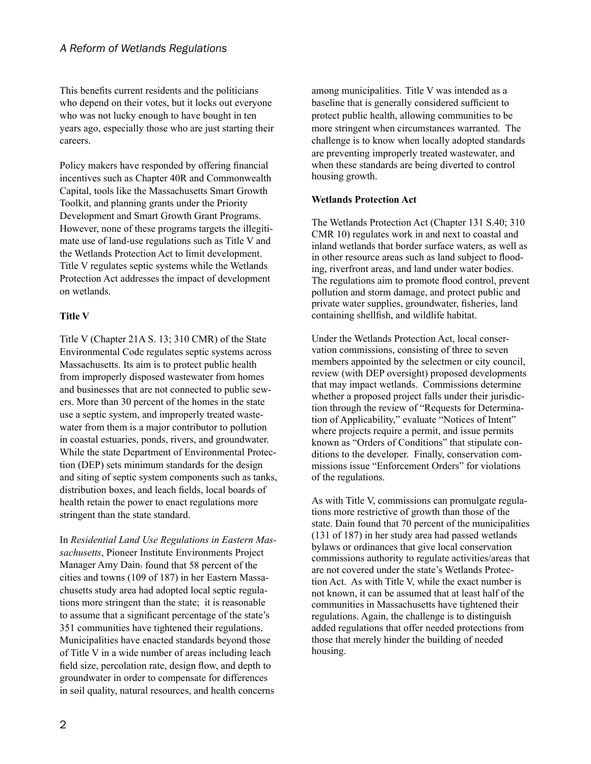This benefits current residents and the politicians who depend on their votes, but it locks out everyone who was not lucky enough to have bought in ten years ago, especially those who are just starting their careers.

Policy makers have responded by offering financial incentives such as Chapter 40R and Commonwealth Capital, tools like the Massachusetts Smart Growth Toolkit, and planning grants under the Priority Development and Smart Growth Grant Programs. However, none of these programs targets the illegitimate use of land-use regulations such as Title V and the Wetlands Protection Act to limit development. Title V regulates septic systems while the Wetlands Protection Act addresses the impact of development on wetlands.

**Title V**

Title V (Chapter 21A S. 13; 310 CMR) of the State Environmental Code regulates septic systems across Massachusetts. Its aim is to protect public health from improperly disposed wastewater from homes and businesses that are not connected to public sewers. More than 30 percent of the homes in the state use a septic system, and improperly treated wastewater from them is a major contributor to pollution in coastal estuaries, ponds, rivers, and groundwater. While the state Department of Environmental Protection (DEP) sets minimum standards for the design and siting of septic system components such as tanks, distribution boxes, and leach fields, local boards of health retain the power to enact regulations more stringent than the state standard.

In *Residential Land Use Regulations in Eastern Massachusetts*, Pioneer Institute Environments Project Manager Amy Dain[3] found that 58 percent of the cities and towns (109 of 187) in her Eastern Massachusetts study area had adopted local septic regulations more stringent than the state; it is reasonable to assume that a significant percentage of the state's 351 communities have tightened their regulations. Municipalities have enacted standards beyond those of Title V in a wide number of areas including leach field size, percolation rate, design flow, and depth to groundwater in order to compensate for differences in soil quality, natural resources, and health concerns among municipalities. Title V was intended as a baseline that is generally considered sufficient to protect public health, allowing communities to be more stringent when circumstances warranted. The challenge is to know when locally adopted standards are preventing improperly treated wastewater, and when these standards are being diverted to control housing growth.

**Wetlands Protection Act**

The Wetlands Protection Act (Chapter 131 S.40; 310 CMR 10) regulates work in and next to coastal and inland wetlands that border surface waters, as well as in other resource areas such as land subject to flooding, riverfront areas, and land under water bodies. The regulations aim to promote flood control, prevent pollution and storm damage, and protect public and private water supplies, groundwater, fisheries, land containing shellfish, and wildlife habitat.

Under the Wetlands Protection Act, local conservation commissions, consisting of three to seven members appointed by the selectmen or city council, review (with DEP oversight) proposed developments that may impact wetlands. Commissions determine whether a proposed project falls under their jurisdiction through the review of "Requests for Determination of Applicability," evaluate "Notices of Intent" where projects require a permit, and issue permits known as "Orders of Conditions" that stipulate conditions to the developer. Finally, conservation commissions issue "Enforcement Orders" for violations of the regulations.

As with Title V, commissions can promulgate regulations more restrictive of growth than those of the state. Dain found that 70 percent of the municipalities (131 of 187) in her study area had passed wetlands bylaws or ordinances that give local conservation commissions authority to regulate activities/areas that are not covered under the state's Wetlands Protection Act. As with Title V, while the exact number is not known, it can be assumed that at least half of the communities in Massachusetts have tightened their regulations. Again, the challenge is to distinguish added regulations that offer needed protections from those that merely hinder the building of needed housing.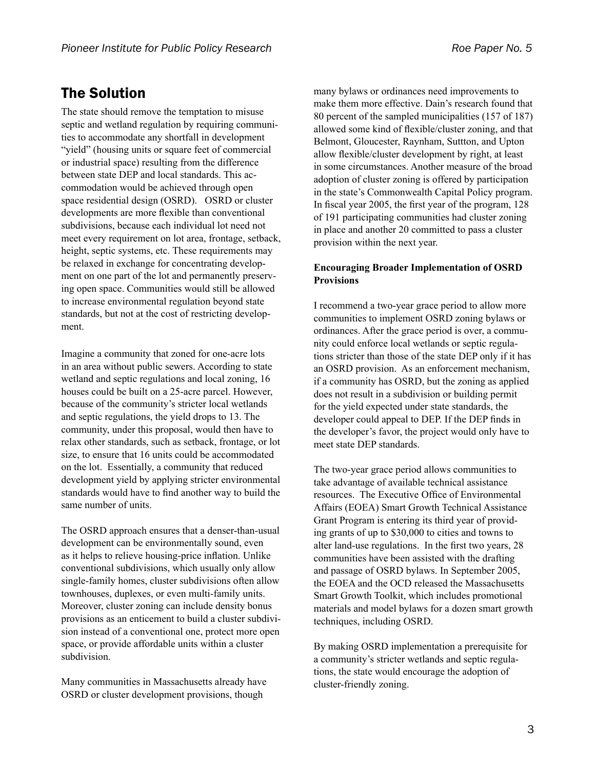## The Solution

The state should remove the temptation to misuse septic and wetland regulation by requiring communities to accommodate any shortfall in development "yield" (housing units or square feet of commercial or industrial space) resulting from the difference between state DEP and local standards. This accommodation would be achieved through open space residential design (OSRD). OSRD or cluster developments are more flexible than conventional subdivisions, because each individual lot need not meet every requirement on lot area, frontage, setback, height, septic systems, etc. These requirements may be relaxed in exchange for concentrating development on one part of the lot and permanently preserving open space. Communities would still be allowed to increase environmental regulation beyond state standards, but not at the cost of restricting development.

Imagine a community that zoned for one-acre lots in an area without public sewers. According to state wetland and septic regulations and local zoning, 16 houses could be built on a 25-acre parcel. However, because of the community's stricter local wetlands and septic regulations, the yield drops to 13. The community, under this proposal, would then have to relax other standards, such as setback, frontage, or lot size, to ensure that 16 units could be accommodated on the lot. Essentially, a community that reduced development yield by applying stricter environmental standards would have to find another way to build the same number of units.

The OSRD approach ensures that a denser-than-usual development can be environmentally sound, even as it helps to relieve housing-price inflation. Unlike conventional subdivisions, which usually only allow single-family homes, cluster subdivisions often allow townhouses, duplexes, or even multi-family units. Moreover, cluster zoning can include density bonus provisions as an enticement to build a cluster subdivision instead of a conventional one, protect more open space, or provide affordable units within a cluster subdivision.

Many communities in Massachusetts already have OSRD or cluster development provisions, though many bylaws or ordinances need improvements to make them more effective. Dain's research found that 80 percent of the sampled municipalities (157 of 187) allowed some kind of flexible/cluster zoning, and that Belmont, Gloucester, Raynham, Suttton, and Upton allow flexible/cluster development by right, at least in some circumstances. Another measure of the broad adoption of cluster zoning is offered by participation in the state's Commonwealth Capital Policy program. In fiscal year 2005, the first year of the program, 128 of 191 participating communities had cluster zoning in place and another 20 committed to pass a cluster provision within the next year.

**Encouraging Broader Implementation of OSRD Provisions**

I recommend a two-year grace period to allow more communities to implement OSRD zoning bylaws or ordinances. After the grace period is over, a community could enforce local wetlands or septic regulations stricter than those of the state DEP only if it has an OSRD provision. As an enforcement mechanism, if a community has OSRD, but the zoning as applied does not result in a subdivision or building permit for the yield expected under state standards, the developer could appeal to DEP. If the DEP finds in the developer's favor, the project would only have to meet state DEP standards.

The two-year grace period allows communities to take advantage of available technical assistance resources. The Executive Office of Environmental Affairs (EOEA) Smart Growth Technical Assistance Grant Program is entering its third year of providing grants of up to $30,000 to cities and towns to alter land-use regulations. In the first two years, 28 communities have been assisted with the drafting and passage of OSRD bylaws. In September 2005, the EOEA and the OCD released the Massachusetts Smart Growth Toolkit, which includes promotional materials and model bylaws for a dozen smart growth techniques, including OSRD.

By making OSRD implementation a prerequisite for a community's stricter wetlands and septic regulations, the state would encourage the adoption of cluster-friendly zoning.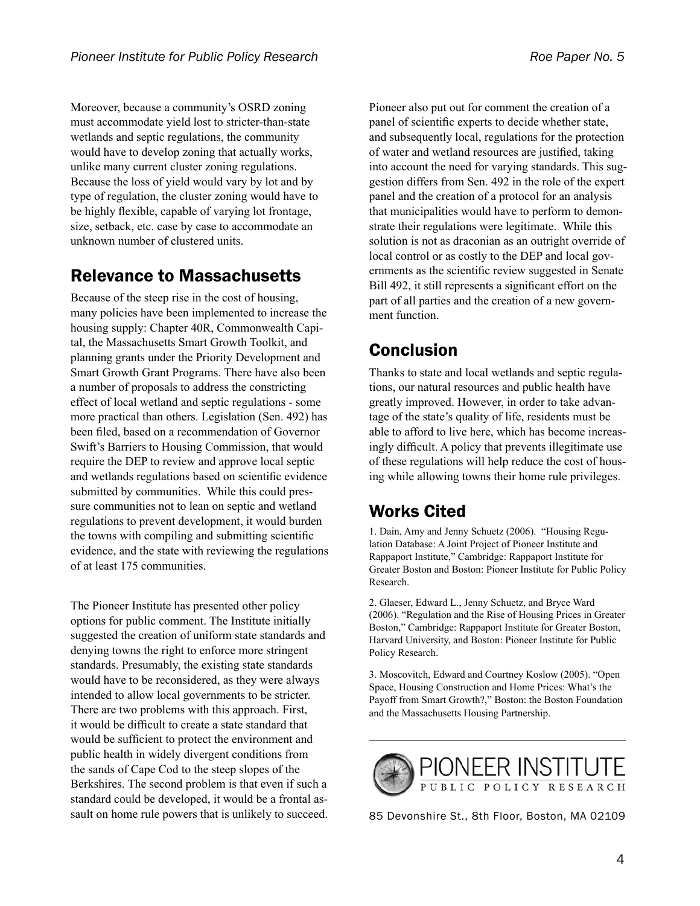Moreover, because a community's OSRD zoning must accommodate yield lost to stricter-than-state wetlands and septic regulations, the community would have to develop zoning that actually works, unlike many current cluster zoning regulations. Because the loss of yield would vary by lot and by type of regulation, the cluster zoning would have to be highly flexible, capable of varying lot frontage, size, setback, etc. case by case to accommodate an unknown number of clustered units.

## Relevance to Massachusetts

Because of the steep rise in the cost of housing, many policies have been implemented to increase the housing supply: Chapter 40R, Commonwealth Capital, the Massachusetts Smart Growth Toolkit, and planning grants under the Priority Development and Smart Growth Grant Programs. There have also been a number of proposals to address the constricting effect of local wetland and septic regulations - some more practical than others. Legislation (Sen. 492) has been filed, based on a recommendation of Governor Swift's Barriers to Housing Commission, that would require the DEP to review and approve local septic and wetlands regulations based on scientific evidence submitted by communities. While this could pressure communities not to lean on septic and wetland regulations to prevent development, it would burden the towns with compiling and submitting scientific evidence, and the state with reviewing the regulations of at least 175 communities.

The Pioneer Institute has presented other policy options for public comment. The Institute initially suggested the creation of uniform state standards and denying towns the right to enforce more stringent standards. Presumably, the existing state standards would have to be reconsidered, as they were always intended to allow local governments to be stricter. There are two problems with this approach. First, it would be difficult to create a state standard that would be sufficient to protect the environment and public health in widely divergent conditions from the sands of Cape Cod to the steep slopes of the Berkshires. The second problem is that even if such a standard could be developed, it would be a frontal assault on home rule powers that is unlikely to succeed.

Pioneer also put out for comment the creation of a panel of scientific experts to decide whether state, and subsequently local, regulations for the protection of water and wetland resources are justified, taking into account the need for varying standards. This suggestion differs from Sen. 492 in the role of the expert panel and the creation of a protocol for an analysis that municipalities would have to perform to demonstrate their regulations were legitimate. While this solution is not as draconian as an outright override of local control or as costly to the DEP and local governments as the scientific review suggested in Senate Bill 492, it still represents a significant effort on the part of all parties and the creation of a new government function.

## Conclusion

Thanks to state and local wetlands and septic regulations, our natural resources and public health have greatly improved. However, in order to take advantage of the state's quality of life, residents must be able to afford to live here, which has become increasingly difficult. A policy that prevents illegitimate use of these regulations will help reduce the cost of housing while allowing towns their home rule privileges.

## Works Cited

1. Dain, Amy and Jenny Schuetz (2006). "Housing Regulation Database: A Joint Project of Pioneer Institute and Rappaport Institute," Cambridge: Rappaport Institute for Greater Boston and Boston: Pioneer Institute for Public Policy Research.

2. Glaeser, Edward L., Jenny Schuetz, and Bryce Ward (2006). "Regulation and the Rise of Housing Prices in Greater Boston," Cambridge: Rappaport Institute for Greater Boston, Harvard University, and Boston: Pioneer Institute for Public Policy Research.

3. Moscovitch, Edward and Courtney Koslow (2005). "Open Space, Housing Construction and Home Prices: What's the Payoff from Smart Growth?," Boston: the Boston Foundation and the Massachusetts Housing Partnership.

PIONEER INSTITUTE
PUBLIC POLICY RESEARCH

85 Devonshire St., 8th Floor, Boston, MA 02109